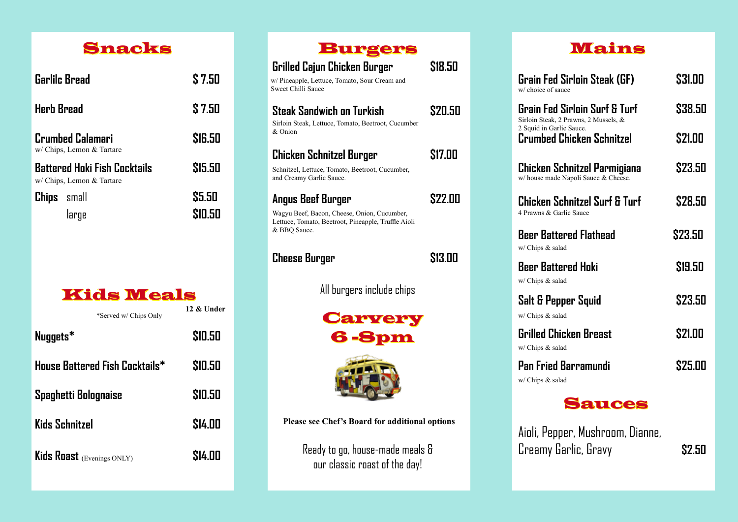## Snacks

| Item | Price |
|---|---|
| **Garlilc Bread** | $ 7.50 |
| **Herb Bread** | $ 7.50 |
| **Crumbed Calamari** w/ Chips, Lemon & Tartare | $16.50 |
| **Battered Hoki Fish Cocktails** w/ Chips, Lemon & Tartare | $15.50 |
| **Chips** small | $5.50 |
| large | $10.50 |

## Kids Meals

*Served w/ Chips Only

**12 & Under**

| Item | Price |
|---|---|
| **Nuggets*** | $10.50 |
| **House Battered Fish Cocktails*** | $10.50 |
| **Spaghetti Bolognaise** | $10.50 |
| **Kids Schnitzel** | $14.00 |
| **Kids Roast** (Evenings ONLY) | $14.00 |

## Burgers

| Item | Price |
|---|---|
| **Grilled Cajun Chicken Burger** w/ Pineapple, Lettuce, Tomato, Sour Cream and Sweet Chilli Sauce | $18.50 |
| **Steak Sandwich on Turkish** Sirloin Steak, Lettuce, Tomato, Beetroot, Cucumber & Onion | $20.50 |
| **Chicken Schnitzel Burger** Schnitzel, Lettuce, Tomato, Beetroot, Cucumber, and Creamy Garlic Sauce. | $17.00 |
| **Angus Beef Burger** Wagyu Beef, Bacon, Cheese, Onion, Cucumber, Lettuce, Tomato, Beetroot, Pineapple, Truffle Aioli & BBQ Sauce. | $22.00 |
| **Cheese Burger** | $13.00 |

All burgers include chips

## Carvery 6 -8pm

**Please see Chef's Board for additional options**

Ready to go, house-made meals & our classic roast of the day!

## Mains

| Item | Price |
|---|---|
| **Grain Fed Sirloin Steak (GF)** w/ choice of sauce | $31.00 |
| **Grain Fed Sirloin Surf & Turf** Sirloin Steak, 2 Prawns, 2 Mussels, & 2 Squid in Garlic Sauce. | $38.50 |
| **Crumbed Chicken Schnitzel** | $21.00 |
| **Chicken Schnitzel Parmigiana** w/ house made Napoli Sauce & Cheese. | $23.50 |
| **Chicken Schnitzel Surf & Turf** 4 Prawns & Garlic Sauce | $28.50 |
| **Beer Battered Flathead** w/ Chips & salad | $23.50 |
| **Beer Battered Hoki** w/ Chips & salad | $19.50 |
| **Salt & Pepper Squid** w/ Chips & salad | $23.50 |
| **Grilled Chicken Breast** w/ Chips & salad | $21.00 |
| **Pan Fried Barramundi** w/ Chips & salad | $25.00 |

## Sauces

Aioli, Pepper, Mushroom, Dianne, Creamy Garlic, Gravy **$2.50**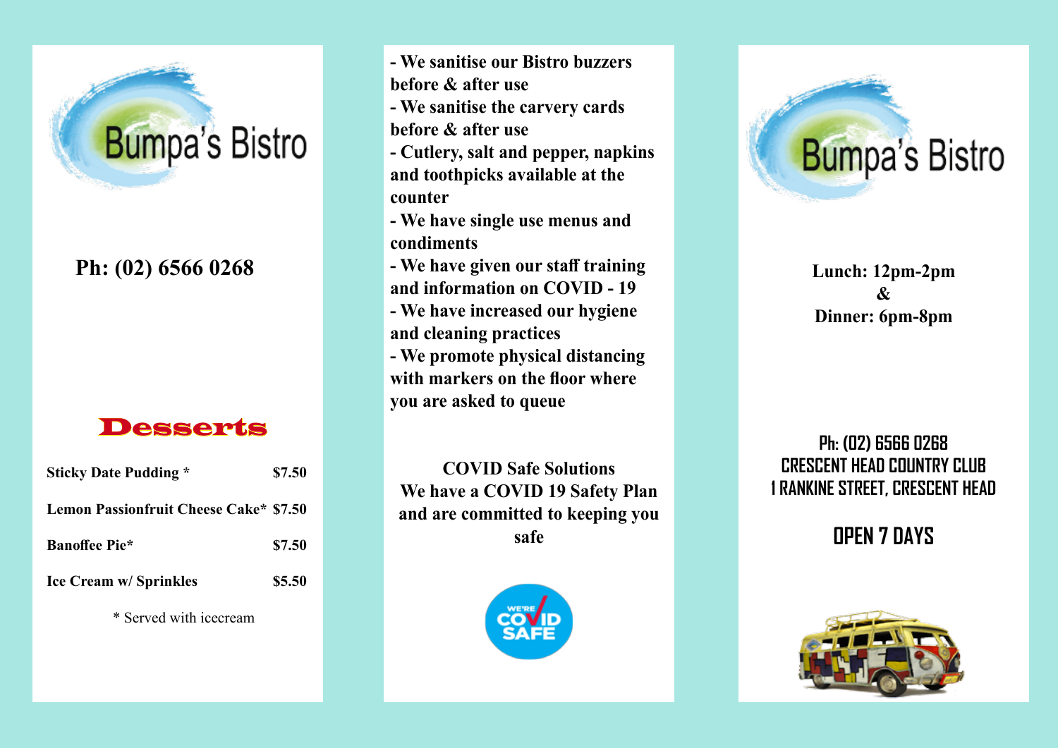# Bumpa's Bistro

**Ph: (02) 6566 0268**

## Desserts

| | |
|---|---|
| **Sticky Date Pudding *** | **$7.50** |
| **Lemon Passionfruit Cheese Cake*** | **$7.50** |
| **Banoffee Pie*** | **$7.50** |
| **Ice Cream w/ Sprinkles** | **$5.50** |

\* Served with icecream

**- We sanitise our Bistro buzzers before & after use**
**- We sanitise the carvery cards before & after use**
**- Cutlery, salt and pepper, napkins and toothpicks available at the counter**
**- We have single use menus and condiments**
**- We have given our staff training and information on COVID - 19**
**- We have increased our hygiene and cleaning practices**
**- We promote physical distancing with markers on the floor where you are asked to queue**

**COVID Safe Solutions**
**We have a COVID 19 Safety Plan and are committed to keeping you safe**

WE'RE COVID SAFE

# Bumpa's Bistro

**Lunch: 12pm-2pm**
**&**
**Dinner: 6pm-8pm**

**Ph: (02) 6566 0268**
**CRESCENT HEAD COUNTRY CLUB**
**1 RANKINE STREET, CRESCENT HEAD**

**OPEN 7 DAYS**